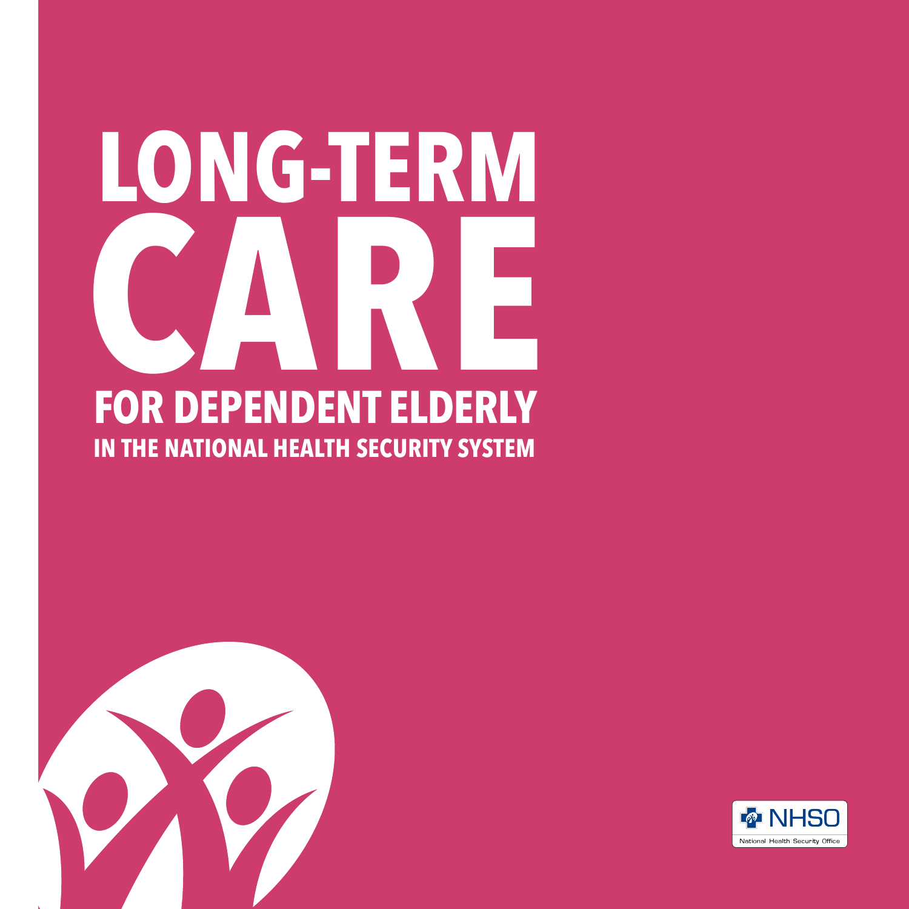# LONG-TERM CARE

## FOR DEPENDENT ELDERLY

### IN THE NATIONAL HEALTH SECURITY SYSTEM

NHSO

National Health Security Office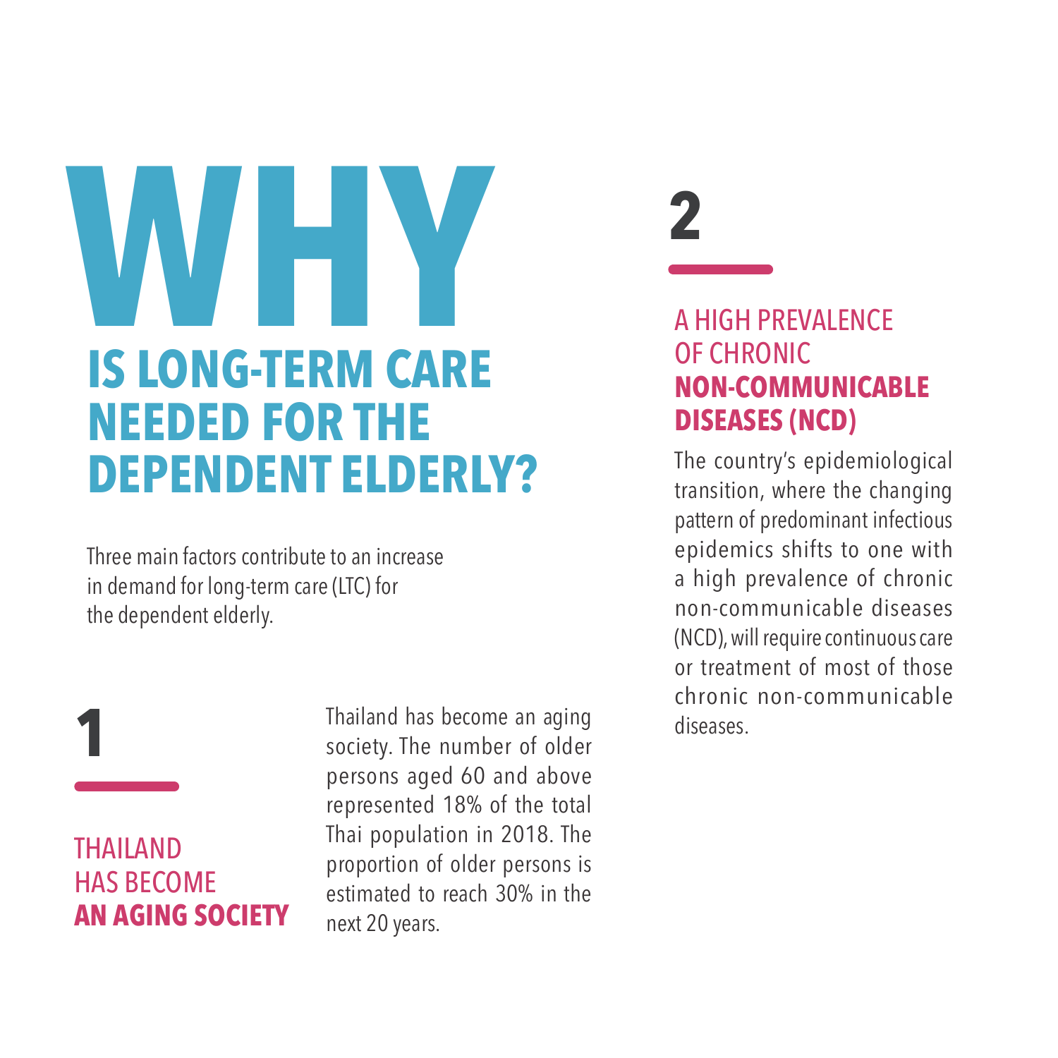# WHY IS LONG-TERM CARE NEEDED FOR THE DEPENDENT ELDERLY?

Three main factors contribute to an increase in demand for long-term care (LTC) for the dependent elderly.

## 1

### THAILAND HAS BECOME **AN AGING SOCIETY**

Thailand has become an aging society. The number of older persons aged 60 and above represented 18% of the total Thai population in 2018. The proportion of older persons is estimated to reach 30% in the next 20 years.

## 2

### A HIGH PREVALENCE OF CHRONIC **NON-COMMUNICABLE DISEASES (NCD)**

The country's epidemiological transition, where the changing pattern of predominant infectious epidemics shifts to one with a high prevalence of chronic non-communicable diseases (NCD), will require continuous care or treatment of most of those chronic non-communicable diseases.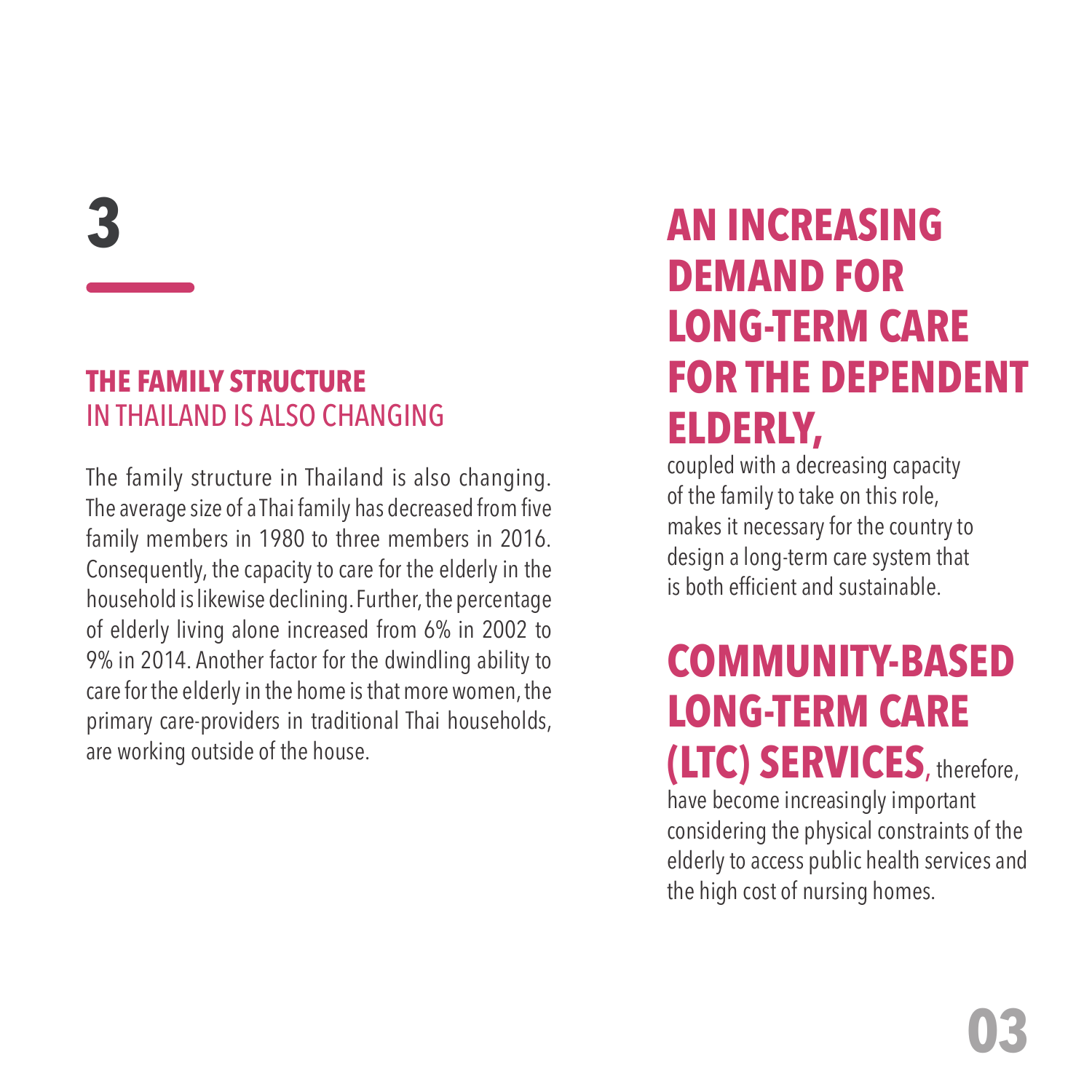# 3

## **THE FAMILY STRUCTURE** IN THAILAND IS ALSO CHANGING

The family structure in Thailand is also changing. The average size of a Thai family has decreased from five family members in 1980 to three members in 2016. Consequently, the capacity to care for the elderly in the household is likewise declining. Further, the percentage of elderly living alone increased from 6% in 2002 to 9% in 2014. Another factor for the dwindling ability to care for the elderly in the home is that more women, the primary care-providers in traditional Thai households, are working outside of the house.

**AN INCREASING DEMAND FOR LONG-TERM CARE FOR THE DEPENDENT ELDERLY,** coupled with a decreasing capacity of the family to take on this role, makes it necessary for the country to design a long-term care system that is both efficient and sustainable.

**COMMUNITY-BASED LONG-TERM CARE (LTC) SERVICES**, therefore, have become increasingly important considering the physical constraints of the elderly to access public health services and the high cost of nursing homes.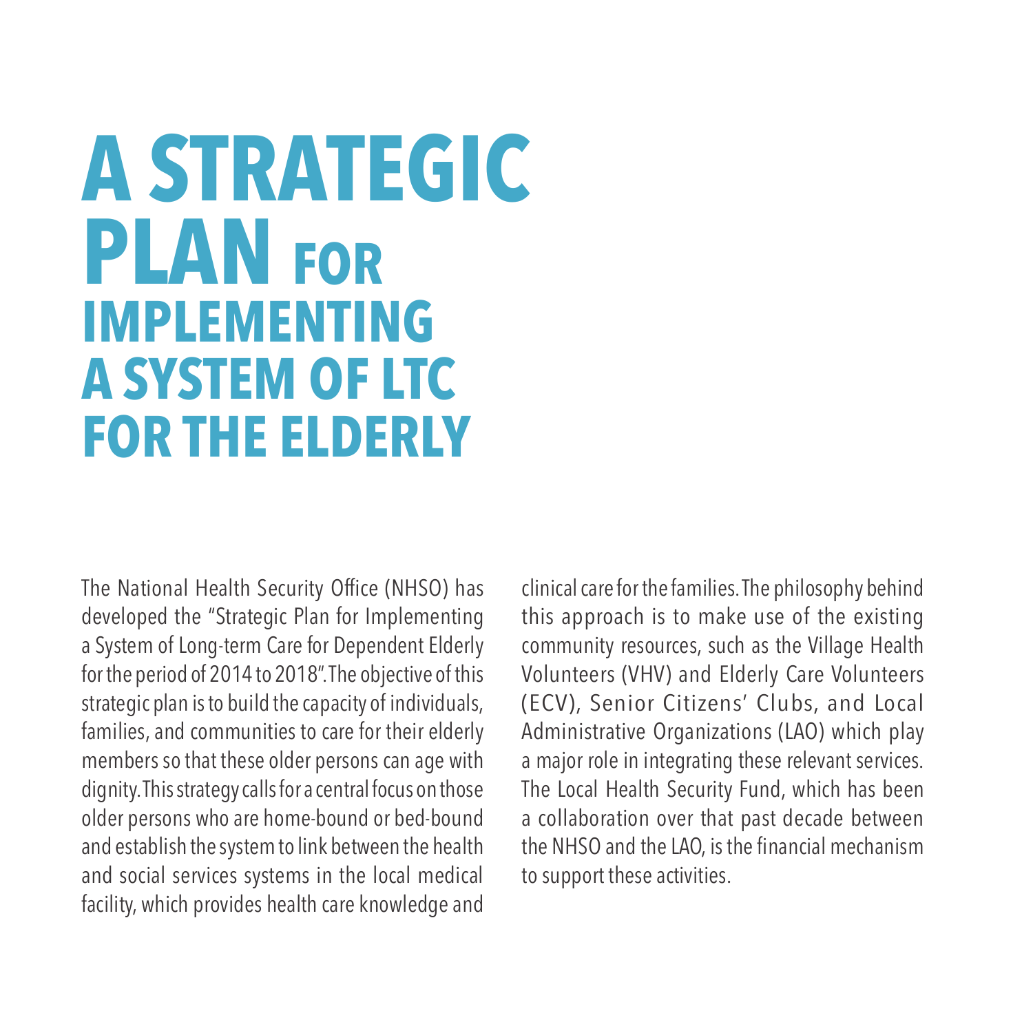# A STRATEGIC PLAN FOR IMPLEMENTING A SYSTEM OF LTC FOR THE ELDERLY

The National Health Security Office (NHSO) has developed the "Strategic Plan for Implementing a System of Long-term Care for Dependent Elderly for the period of 2014 to 2018". The objective of this strategic plan is to build the capacity of individuals, families, and communities to care for their elderly members so that these older persons can age with dignity. This strategy calls for a central focus on those older persons who are home-bound or bed-bound and establish the system to link between the health and social services systems in the local medical facility, which provides health care knowledge and clinical care for the families. The philosophy behind this approach is to make use of the existing community resources, such as the Village Health Volunteers (VHV) and Elderly Care Volunteers (ECV), Senior Citizens' Clubs, and Local Administrative Organizations (LAO) which play a major role in integrating these relevant services. The Local Health Security Fund, which has been a collaboration over that past decade between the NHSO and the LAO, is the financial mechanism to support these activities.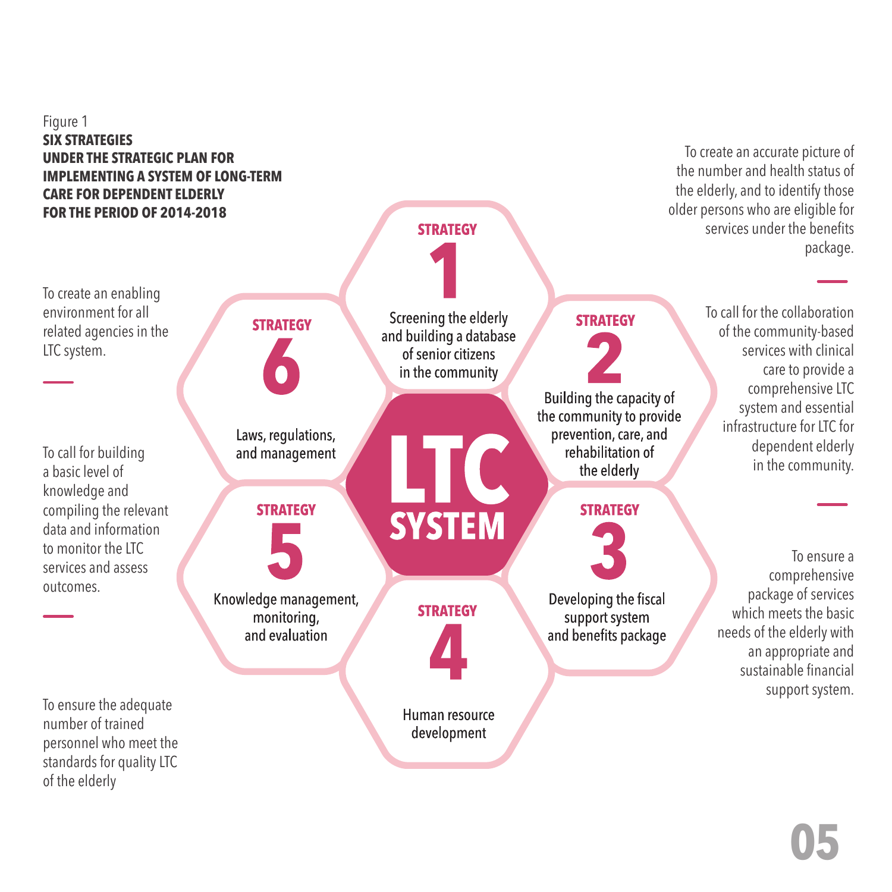Figure 1

**SIX STRATEGIES UNDER THE STRATEGIC PLAN FOR IMPLEMENTING A SYSTEM OF LONG-TERM CARE FOR DEPENDENT ELDERLY FOR THE PERIOD OF 2014-2018**

**LTC SYSTEM**

**STRATEGY 1**
Screening the elderly and building a database of senior citizens in the community

To create an accurate picture of the number and health status of the elderly, and to identify those older persons who are eligible for services under the benefits package.

**STRATEGY 2**
Building the capacity of the community to provide prevention, care, and rehabilitation of the elderly

To call for the collaboration of the community-based services with clinical care to provide a comprehensive LTC system and essential infrastructure for LTC for dependent elderly in the community.

**STRATEGY 3**
Developing the fiscal support system and benefits package

To ensure a comprehensive package of services which meets the basic needs of the elderly with an appropriate and sustainable financial support system.

**STRATEGY 4**
Human resource development

To ensure the adequate number of trained personnel who meet the standards for quality LTC of the elderly

**STRATEGY 5**
Knowledge management, monitoring, and evaluation

To call for building a basic level of knowledge and compiling the relevant data and information to monitor the LTC services and assess outcomes.

**STRATEGY 6**
Laws, regulations, and management

To create an enabling environment for all related agencies in the LTC system.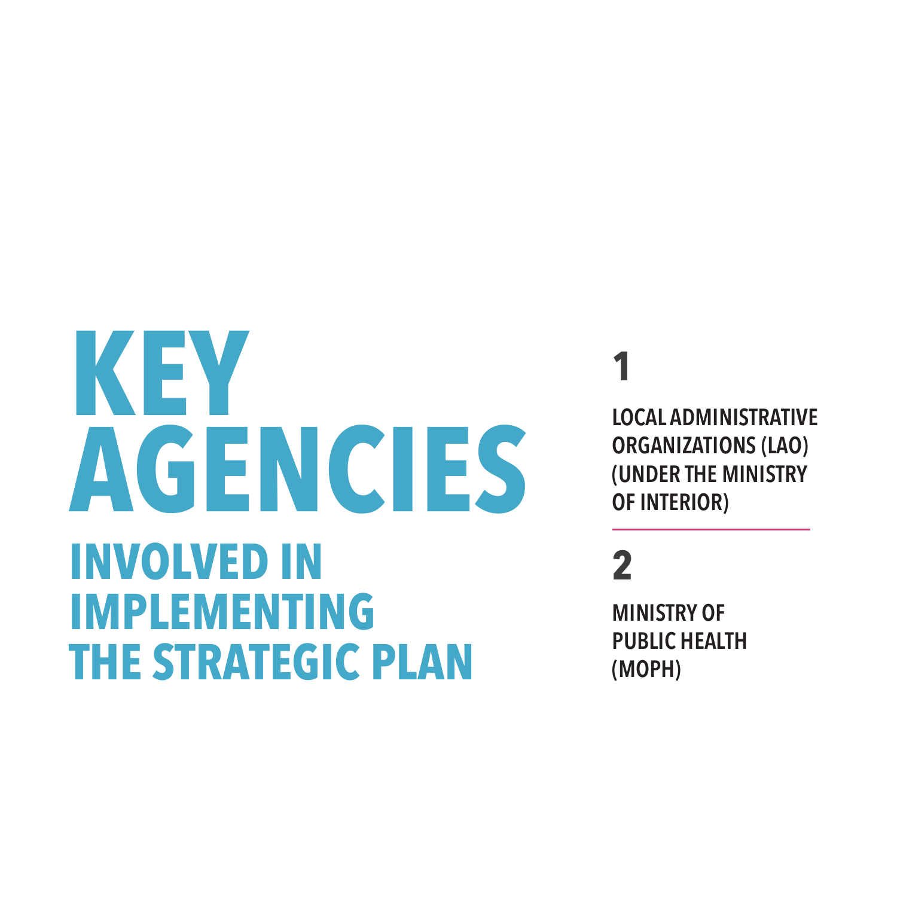# KEY AGENCIES

## INVOLVED IN IMPLEMENTING THE STRATEGIC PLAN

**1**

**LOCAL ADMINISTRATIVE ORGANIZATIONS (LAO) (UNDER THE MINISTRY OF INTERIOR)**

---

**2**

**MINISTRY OF PUBLIC HEALTH (MOPH)**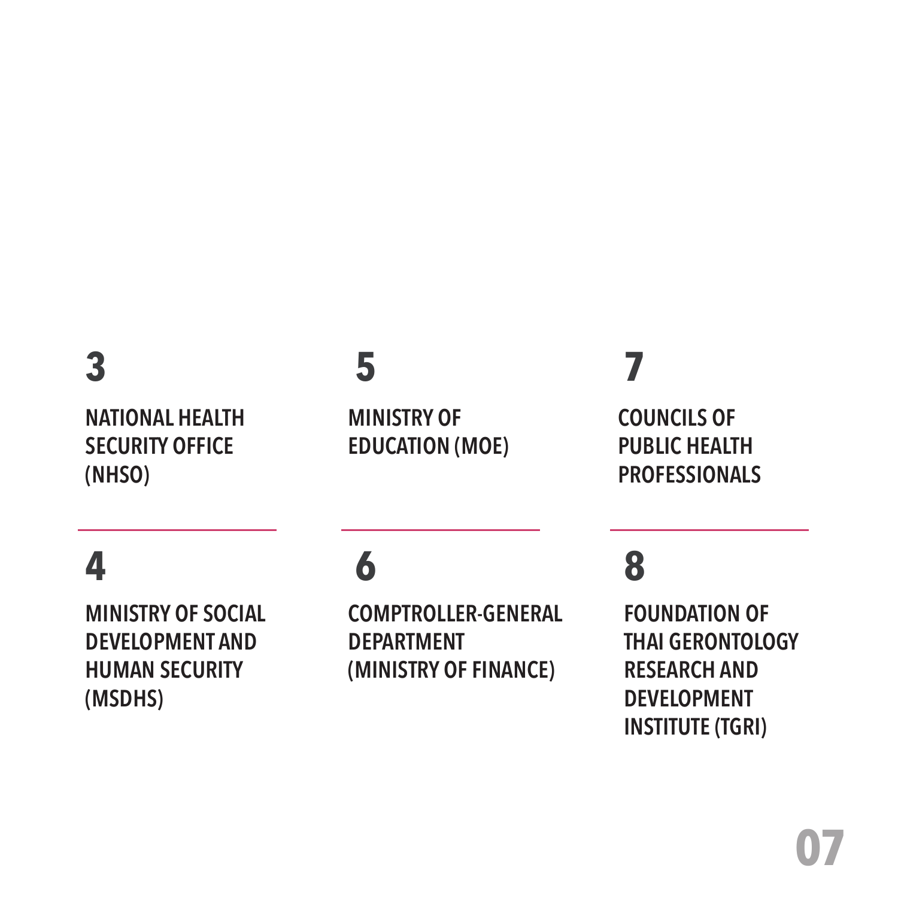**3**

**NATIONAL HEALTH SECURITY OFFICE (NHSO)**

**4**

**MINISTRY OF SOCIAL DEVELOPMENT AND HUMAN SECURITY (MSDHS)**

**5**

**MINISTRY OF EDUCATION (MOE)**

**6**

**COMPTROLLER-GENERAL DEPARTMENT (MINISTRY OF FINANCE)**

**7**

**COUNCILS OF PUBLIC HEALTH PROFESSIONALS**

**8**

**FOUNDATION OF THAI GERONTOLOGY RESEARCH AND DEVELOPMENT INSTITUTE (TGRI)**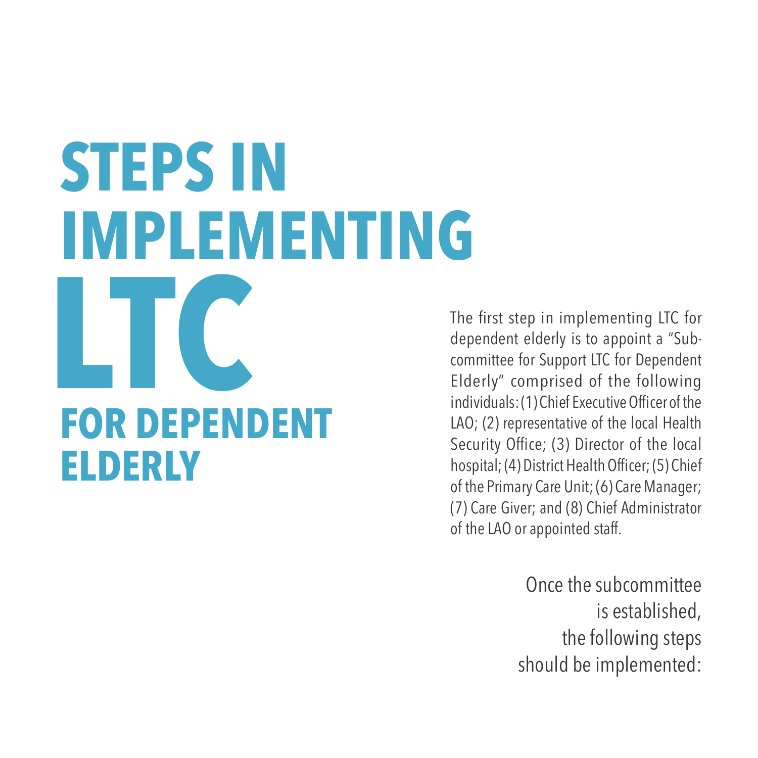# STEPS IN IMPLEMENTING LTC FOR DEPENDENT ELDERLY

The first step in implementing LTC for dependent elderly is to appoint a "Sub-committee for Support LTC for Dependent Elderly" comprised of the following individuals: (1) Chief Executive Officer of the LAO; (2) representative of the local Health Security Office; (3) Director of the local hospital; (4) District Health Officer; (5) Chief of the Primary Care Unit; (6) Care Manager; (7) Care Giver; and (8) Chief Administrator of the LAO or appointed staff.

Once the subcommittee is established, the following steps should be implemented: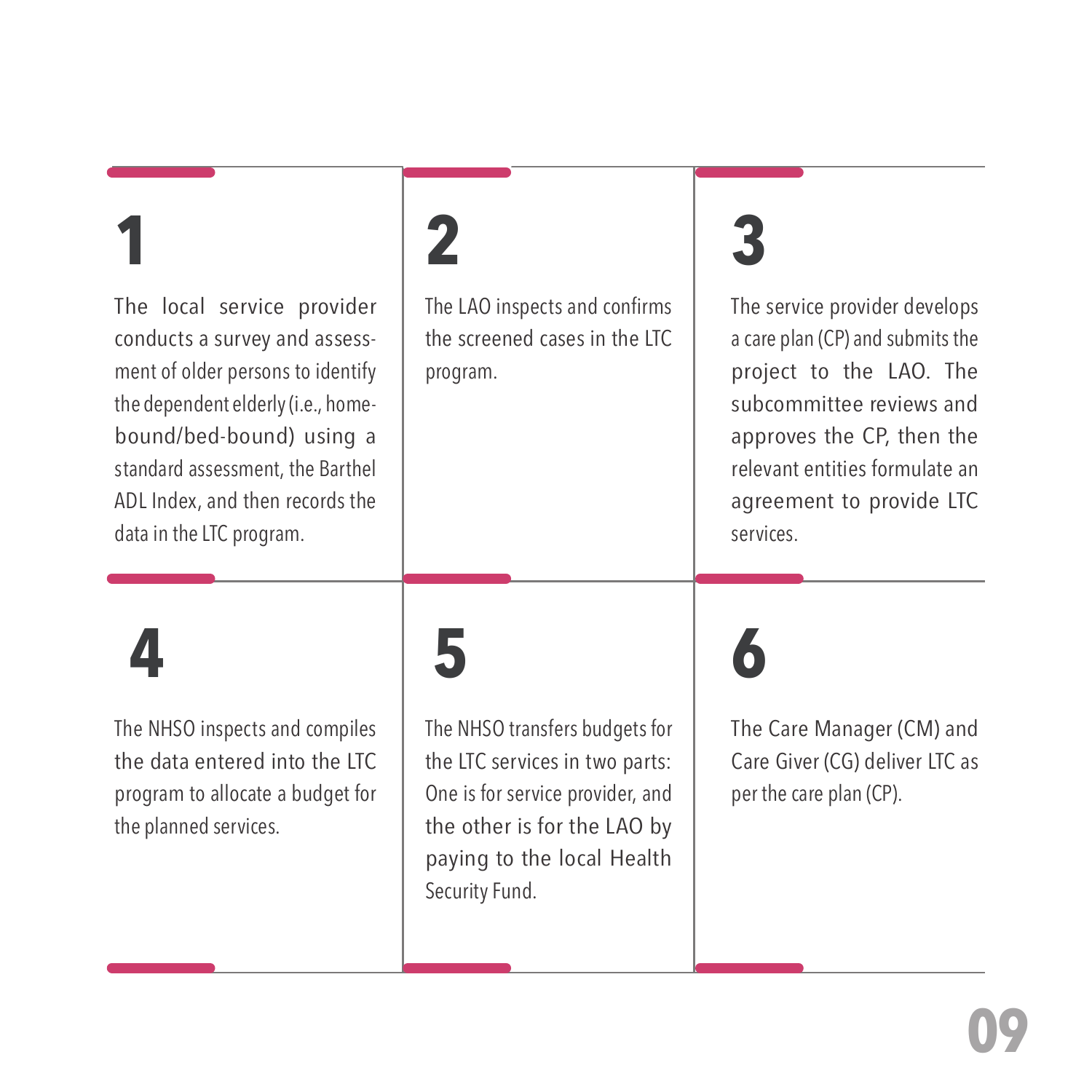**1**

The local service provider conducts a survey and assessment of older persons to identify the dependent elderly (i.e., home-bound/bed-bound) using a standard assessment, the Barthel ADL Index, and then records the data in the LTC program.

**2**

The LAO inspects and confirms the screened cases in the LTC program.

**3**

The service provider develops a care plan (CP) and submits the project to the LAO. The subcommittee reviews and approves the CP, then the relevant entities formulate an agreement to provide LTC services.

**4**

The NHSO inspects and compiles the data entered into the LTC program to allocate a budget for the planned services.

**5**

The NHSO transfers budgets for the LTC services in two parts: One is for service provider, and the other is for the LAO by paying to the local Health Security Fund.

**6**

The Care Manager (CM) and Care Giver (CG) deliver LTC as per the care plan (CP).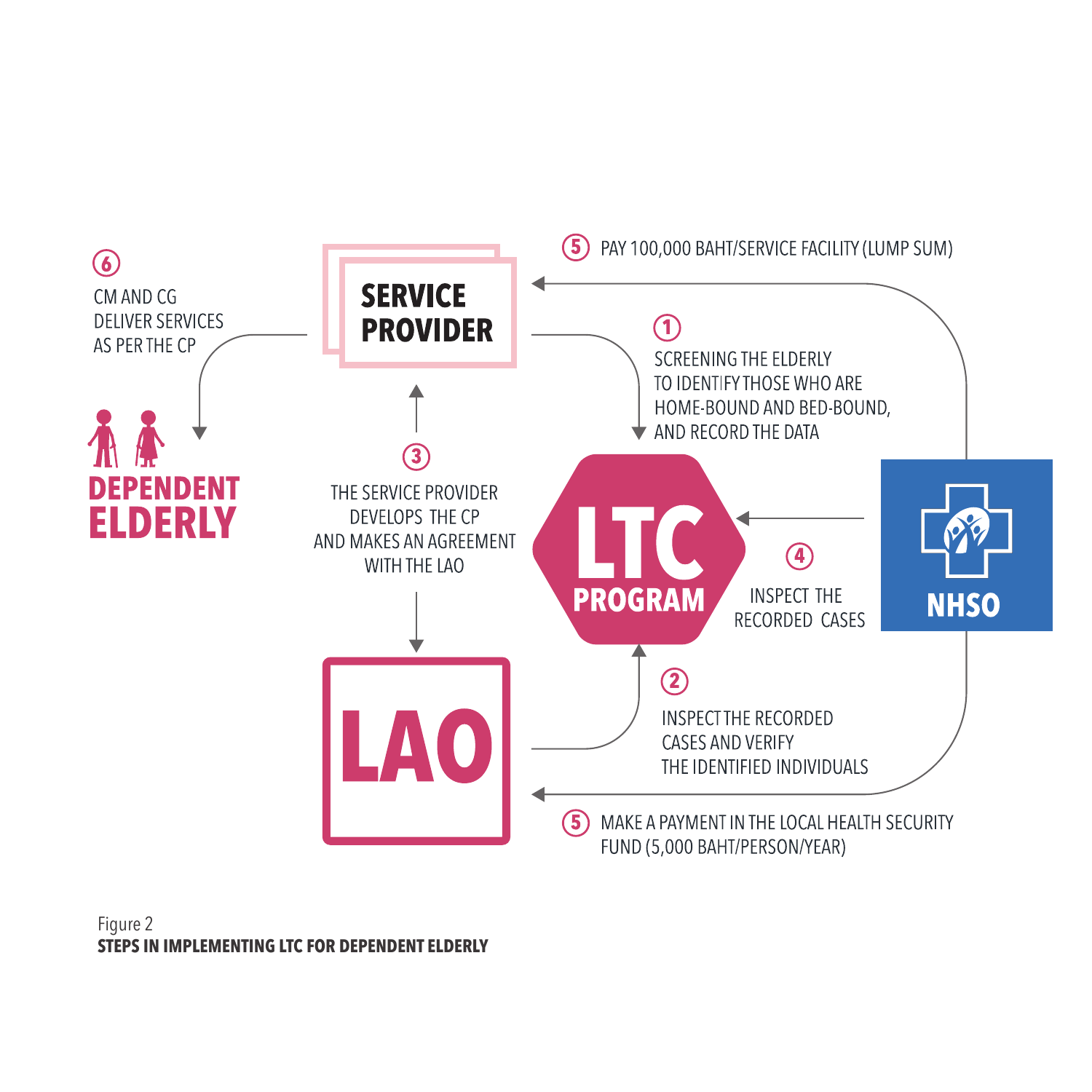⑥ CM AND CG DELIVER SERVICES AS PER THE CP

**SERVICE PROVIDER**

⑤ PAY 100,000 BAHT/SERVICE FACILITY (LUMP SUM)

① SCREENING THE ELDERLY TO IDENTIFY THOSE WHO ARE HOME-BOUND AND BED-BOUND, AND RECORD THE DATA

**DEPENDENT ELDERLY**

③ THE SERVICE PROVIDER DEVELOPS THE CP AND MAKES AN AGREEMENT WITH THE LAO

**LTC PROGRAM**

④ INSPECT THE RECORDED CASES

**NHSO**

**LAO**

② INSPECT THE RECORDED CASES AND VERIFY THE IDENTIFIED INDIVIDUALS

⑤ MAKE A PAYMENT IN THE LOCAL HEALTH SECURITY FUND (5,000 BAHT/PERSON/YEAR)

Figure 2
**STEPS IN IMPLEMENTING LTC FOR DEPENDENT ELDERLY**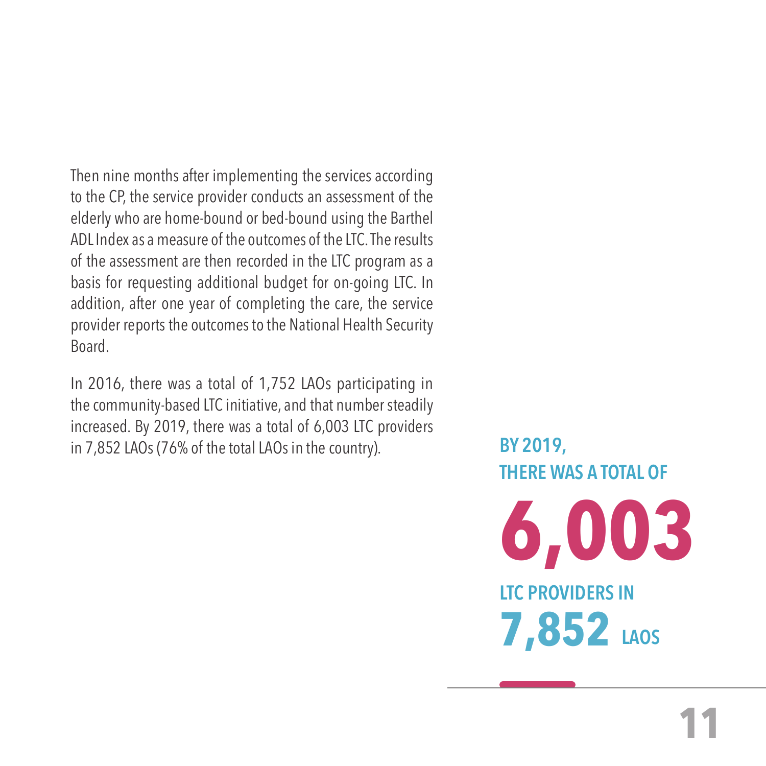Then nine months after implementing the services according to the CP, the service provider conducts an assessment of the elderly who are home-bound or bed-bound using the Barthel ADL Index as a measure of the outcomes of the LTC. The results of the assessment are then recorded in the LTC program as a basis for requesting additional budget for on-going LTC. In addition, after one year of completing the care, the service provider reports the outcomes to the National Health Security Board.

In 2016, there was a total of 1,752 LAOs participating in the community-based LTC initiative, and that number steadily increased. By 2019, there was a total of 6,003 LTC providers in 7,852 LAOs (76% of the total LAOs in the country).

**BY 2019,**
**THERE WAS A TOTAL OF**

**6,003**

**LTC PROVIDERS IN**
**7,852 LAOS**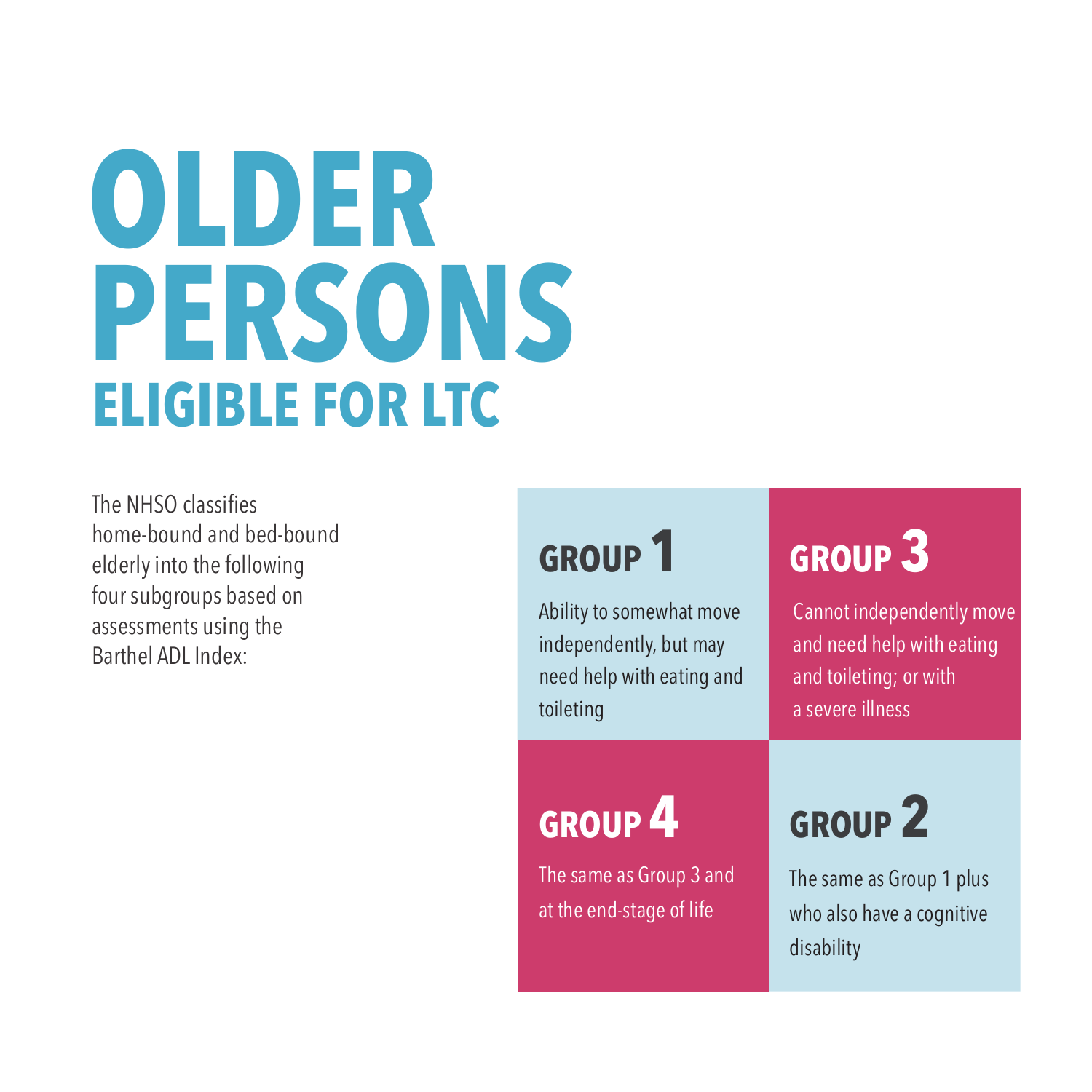# OLDER PERSONS

## ELIGIBLE FOR LTC

The NHSO classifies home-bound and bed-bound elderly into the following four subgroups based on assessments using the Barthel ADL Index:

### GROUP 1

Ability to somewhat move independently, but may need help with eating and toileting

### GROUP 2

The same as Group 1 plus who also have a cognitive disability

### GROUP 3

Cannot independently move and need help with eating and toileting; or with a severe illness

### GROUP 4

The same as Group 3 and at the end-stage of life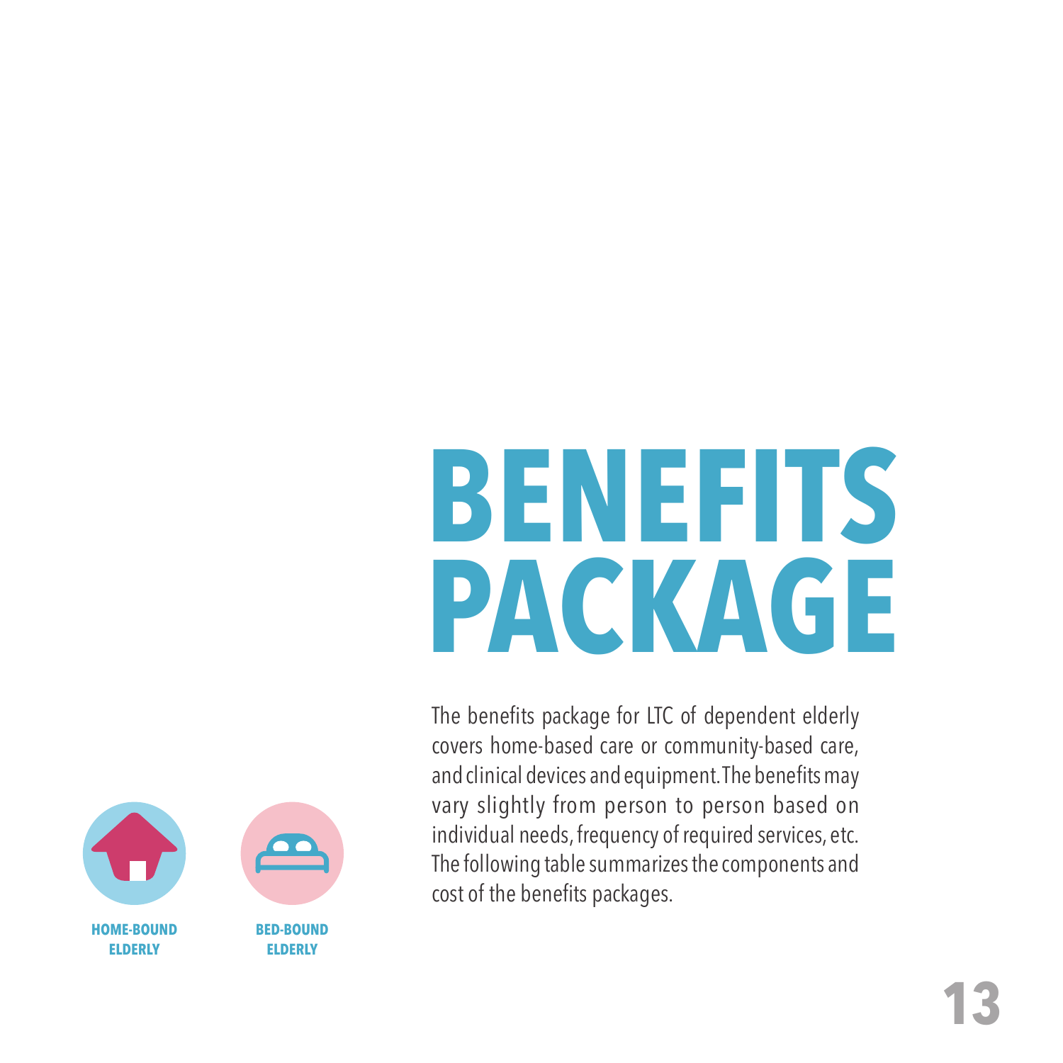# BENEFITS PACKAGE

The benefits package for LTC of dependent elderly covers home-based care or community-based care, and clinical devices and equipment. The benefits may vary slightly from person to person based on individual needs, frequency of required services, etc. The following table summarizes the components and cost of the benefits packages.

**HOME-BOUND ELDERLY**

**BED-BOUND ELDERLY**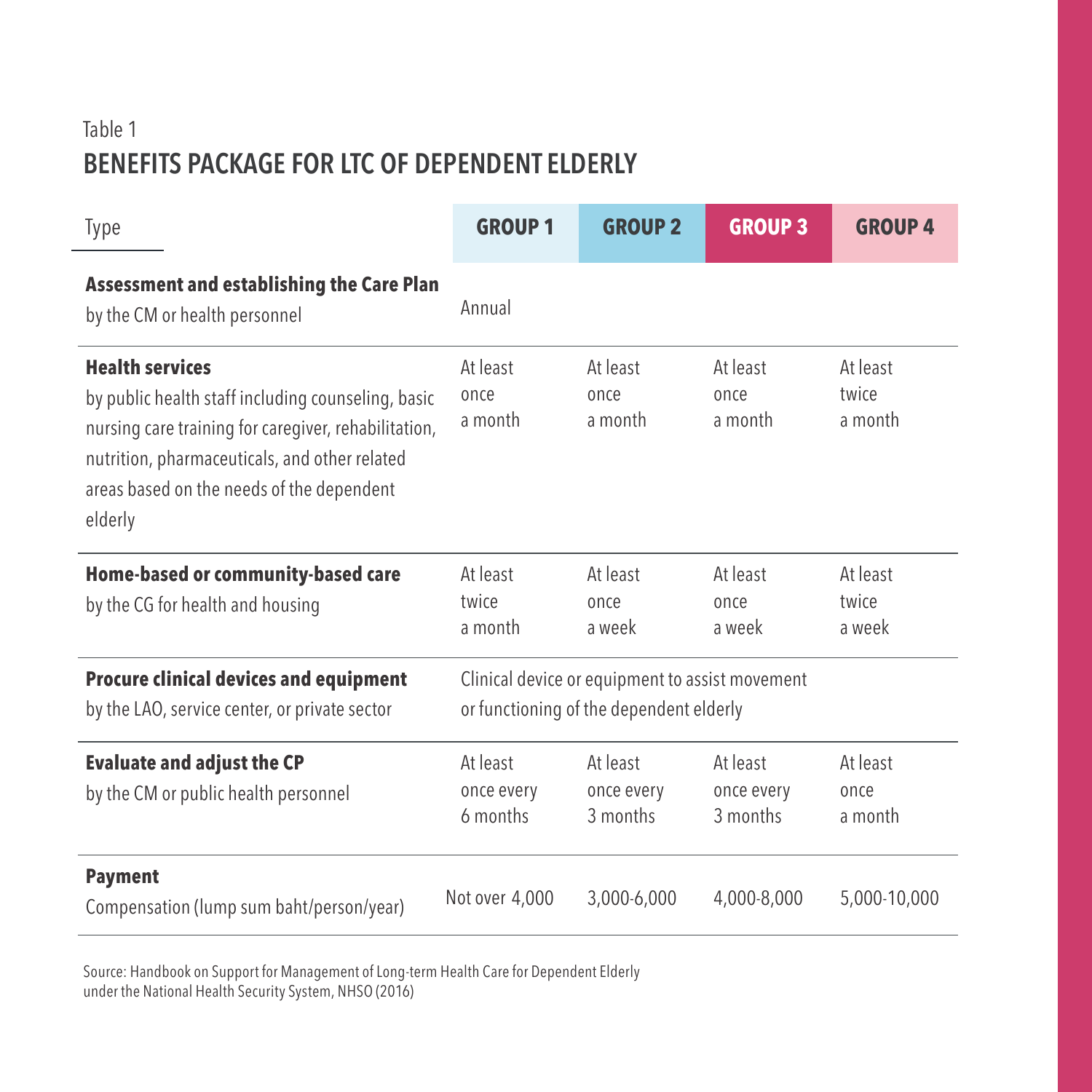Table 1

## BENEFITS PACKAGE FOR LTC OF DEPENDENT ELDERLY

| Type | GROUP 1 | GROUP 2 | GROUP 3 | GROUP 4 |
|---|---|---|---|---|
| **Assessment and establishing the Care Plan** by the CM or health personnel | Annual | | | |
| **Health services** by public health staff including counseling, basic nursing care training for caregiver, rehabilitation, nutrition, pharmaceuticals, and other related areas based on the needs of the dependent elderly | At least once a month | At least once a month | At least once a month | At least twice a month |
| **Home-based or community-based care** by the CG for health and housing | At least twice a month | At least once a week | At least once a week | At least twice a week |
| **Procure clinical devices and equipment** by the LAO, service center, or private sector | Clinical device or equipment to assist movement or functioning of the dependent elderly | | | |
| **Evaluate and adjust the CP** by the CM or public health personnel | At least once every 6 months | At least once every 3 months | At least once every 3 months | At least once a month |
| **Payment** Compensation (lump sum baht/person/year) | Not over 4,000 | 3,000-6,000 | 4,000-8,000 | 5,000-10,000 |

Source: Handbook on Support for Management of Long-term Health Care for Dependent Elderly under the National Health Security System, NHSO (2016)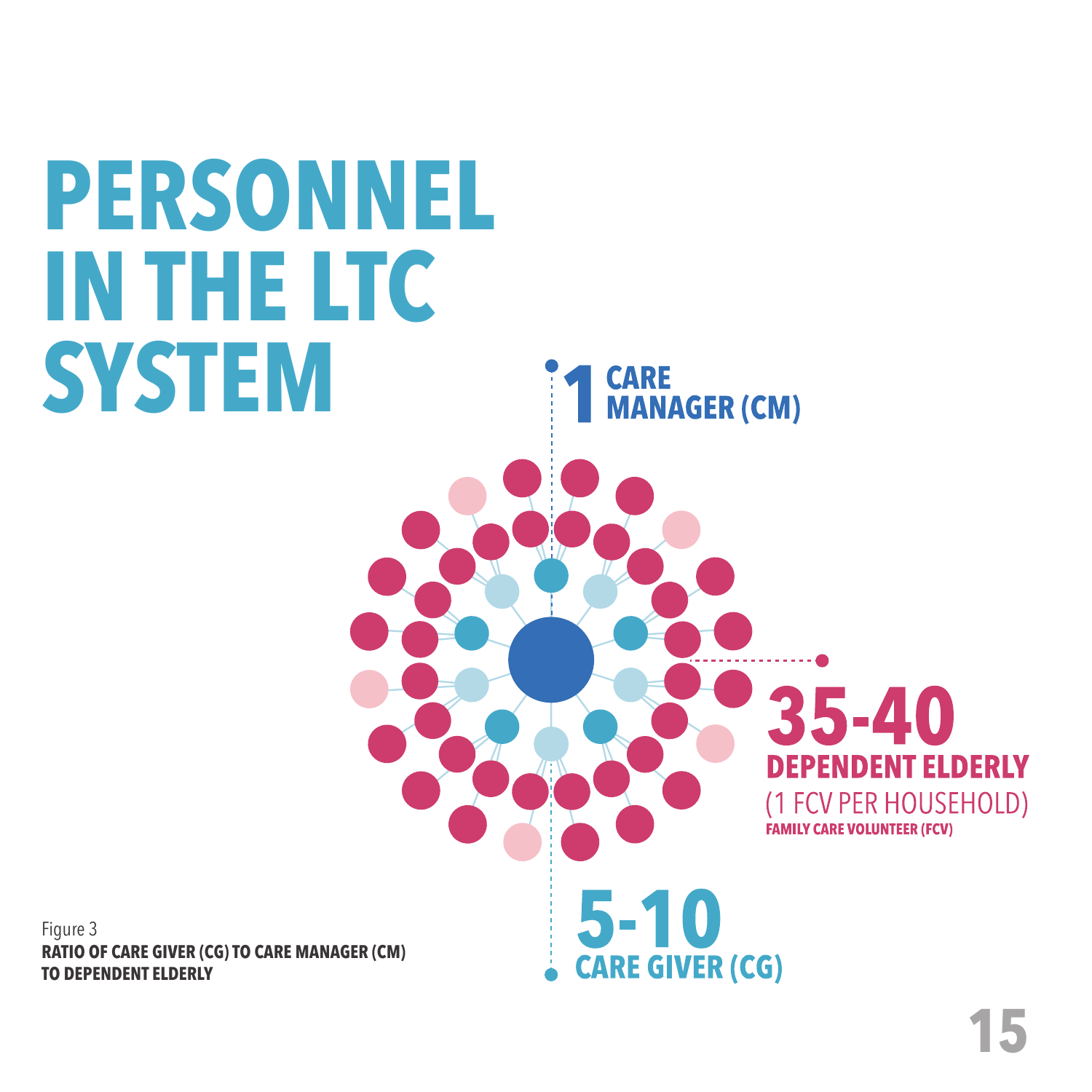# PERSONNEL IN THE LTC SYSTEM

**1** CARE MANAGER (CM)

**35-40** DEPENDENT ELDERLY
(1 FCV PER HOUSEHOLD)
FAMILY CARE VOLUNTEER (FCV)

**5-10** CARE GIVER (CG)

Figure 3
**RATIO OF CARE GIVER (CG) TO CARE MANAGER (CM) TO DEPENDENT ELDERLY**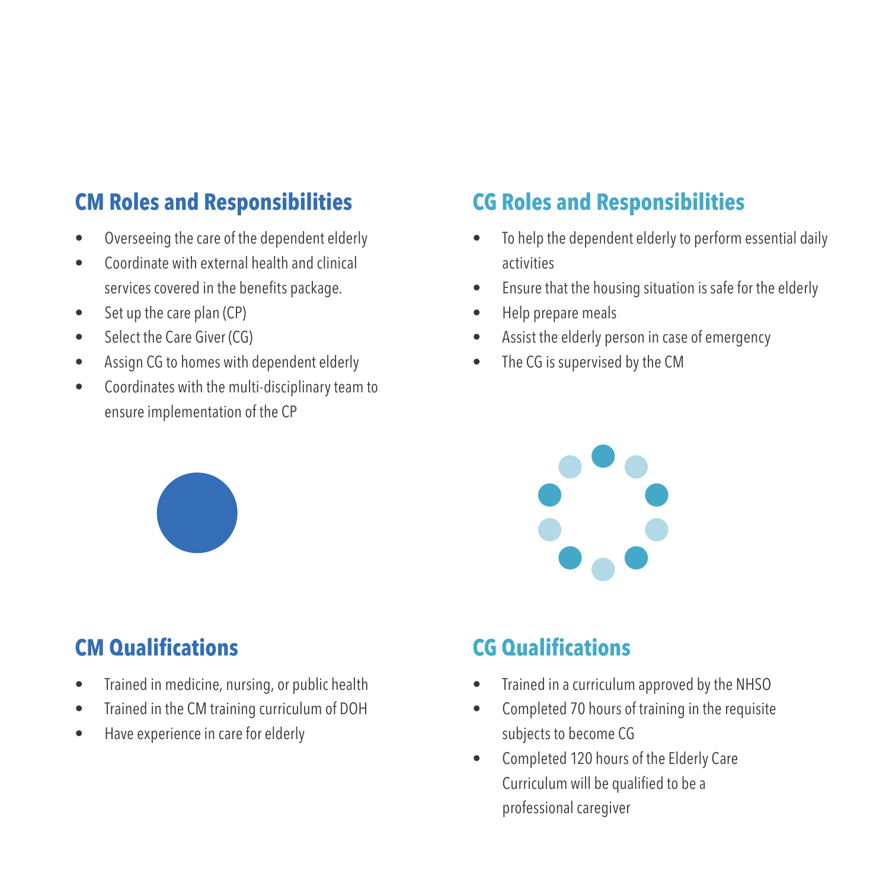## CM Roles and Responsibilities

- Overseeing the care of the dependent elderly
- Coordinate with external health and clinical services covered in the benefits package.
- Set up the care plan (CP)
- Select the Care Giver (CG)
- Assign CG to homes with dependent elderly
- Coordinates with the multi-disciplinary team to ensure implementation of the CP

## CG Roles and Responsibilities

- To help the dependent elderly to perform essential daily activities
- Ensure that the housing situation is safe for the elderly
- Help prepare meals
- Assist the elderly person in case of emergency
- The CG is supervised by the CM

## CM Qualifications

- Trained in medicine, nursing, or public health
- Trained in the CM training curriculum of DOH
- Have experience in care for elderly

## CG Qualifications

- Trained in a curriculum approved by the NHSO
- Completed 70 hours of training in the requisite subjects to become CG
- Completed 120 hours of the Elderly Care Curriculum will be qualified to be a professional caregiver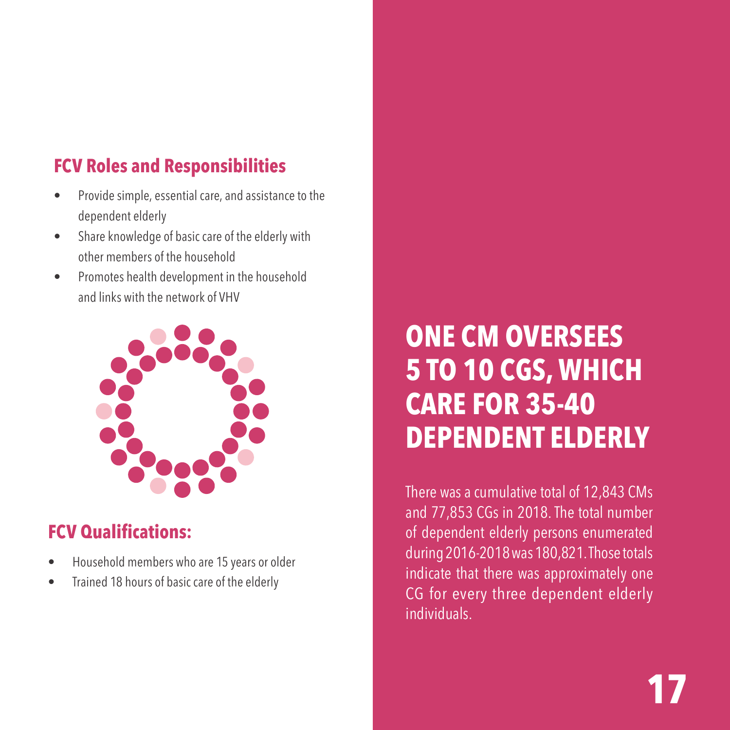## FCV Roles and Responsibilities

- Provide simple, essential care, and assistance to the dependent elderly
- Share knowledge of basic care of the elderly with other members of the household
- Promotes health development in the household and links with the network of VHV

## FCV Qualifications:

- Household members who are 15 years or older
- Trained 18 hours of basic care of the elderly

# ONE CM OVERSEES 5 TO 10 CGS, WHICH CARE FOR 35-40 DEPENDENT ELDERLY

There was a cumulative total of 12,843 CMs and 77,853 CGs in 2018. The total number of dependent elderly persons enumerated during 2016-2018 was 180,821. Those totals indicate that there was approximately one CG for every three dependent elderly individuals.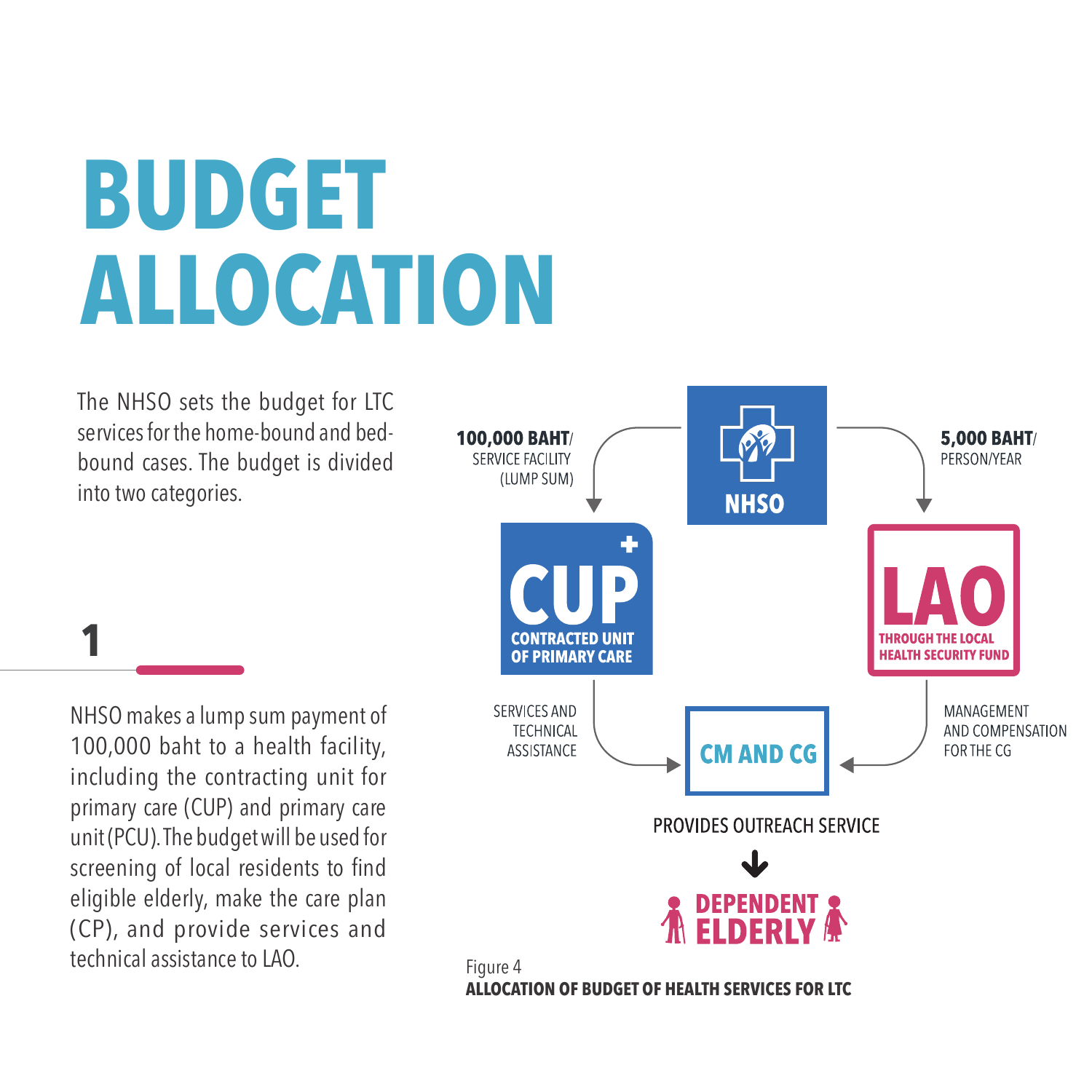# BUDGET ALLOCATION

The NHSO sets the budget for LTC services for the home-bound and bed-bound cases. The budget is divided into two categories.

**1**

NHSO makes a lump sum payment of 100,000 baht to a health facility, including the contracting unit for primary care (CUP) and primary care unit (PCU). The budget will be used for screening of local residents to find eligible elderly, make the care plan (CP), and provide services and technical assistance to LAO.

**100,000 BAHT/** SERVICE FACILITY (LUMP SUM)

NHSO

**5,000 BAHT/** PERSON/YEAR

CUP CONTRACTED UNIT OF PRIMARY CARE

LAO THROUGH THE LOCAL HEALTH SECURITY FUND

SERVICES AND TECHNICAL ASSISTANCE

CM AND CG

MANAGEMENT AND COMPENSATION FOR THE CG

PROVIDES OUTREACH SERVICE

DEPENDENT ELDERLY

Figure 4
**ALLOCATION OF BUDGET OF HEALTH SERVICES FOR LTC**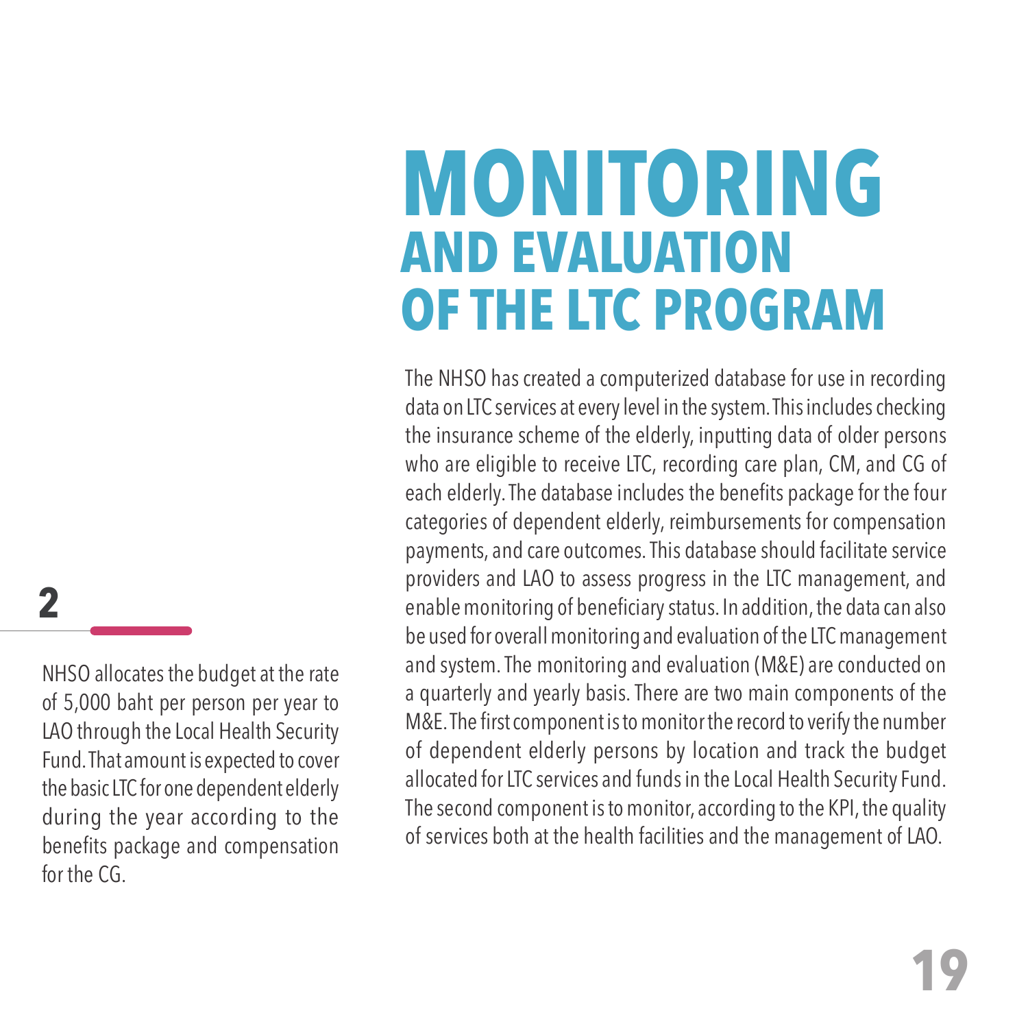# MONITORING AND EVALUATION OF THE LTC PROGRAM

The NHSO has created a computerized database for use in recording data on LTC services at every level in the system. This includes checking the insurance scheme of the elderly, inputting data of older persons who are eligible to receive LTC, recording care plan, CM, and CG of each elderly. The database includes the benefits package for the four categories of dependent elderly, reimbursements for compensation payments, and care outcomes. This database should facilitate service providers and LAO to assess progress in the LTC management, and enable monitoring of beneficiary status. In addition, the data can also be used for overall monitoring and evaluation of the LTC management and system. The monitoring and evaluation (M&E) are conducted on a quarterly and yearly basis. There are two main components of the M&E. The first component is to monitor the record to verify the number of dependent elderly persons by location and track the budget allocated for LTC services and funds in the Local Health Security Fund. The second component is to monitor, according to the KPI, the quality of services both at the health facilities and the management of LAO.

**2**

NHSO allocates the budget at the rate of 5,000 baht per person per year to LAO through the Local Health Security Fund. That amount is expected to cover the basic LTC for one dependent elderly during the year according to the benefits package and compensation for the CG.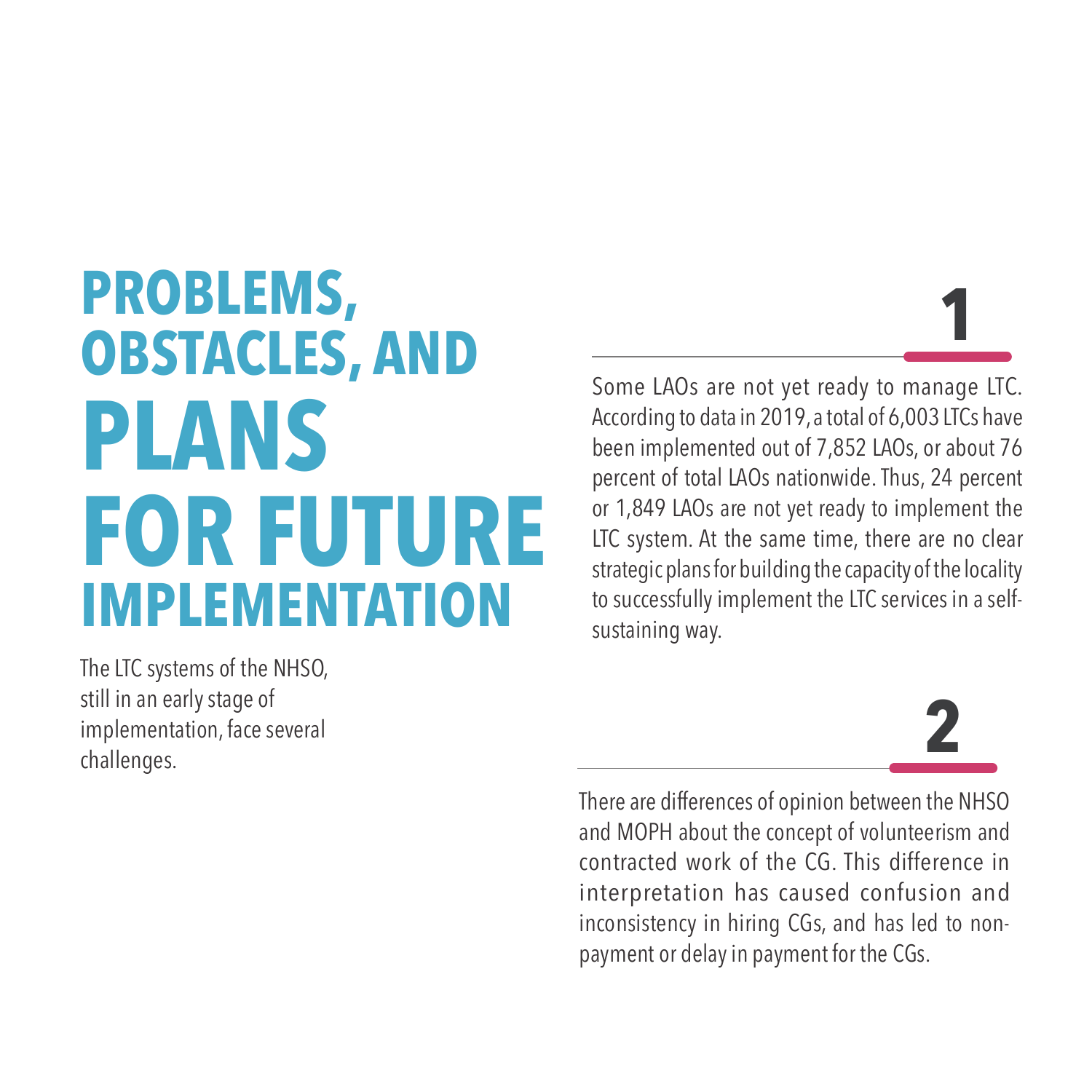# PROBLEMS, OBSTACLES, AND PLANS FOR FUTURE IMPLEMENTATION

The LTC systems of the NHSO, still in an early stage of implementation, face several challenges.

**1**

Some LAOs are not yet ready to manage LTC. According to data in 2019, a total of 6,003 LTCs have been implemented out of 7,852 LAOs, or about 76 percent of total LAOs nationwide. Thus, 24 percent or 1,849 LAOs are not yet ready to implement the LTC system. At the same time, there are no clear strategic plans for building the capacity of the locality to successfully implement the LTC services in a self-sustaining way.

**2**

There are differences of opinion between the NHSO and MOPH about the concept of volunteerism and contracted work of the CG. This difference in interpretation has caused confusion and inconsistency in hiring CGs, and has led to non-payment or delay in payment for the CGs.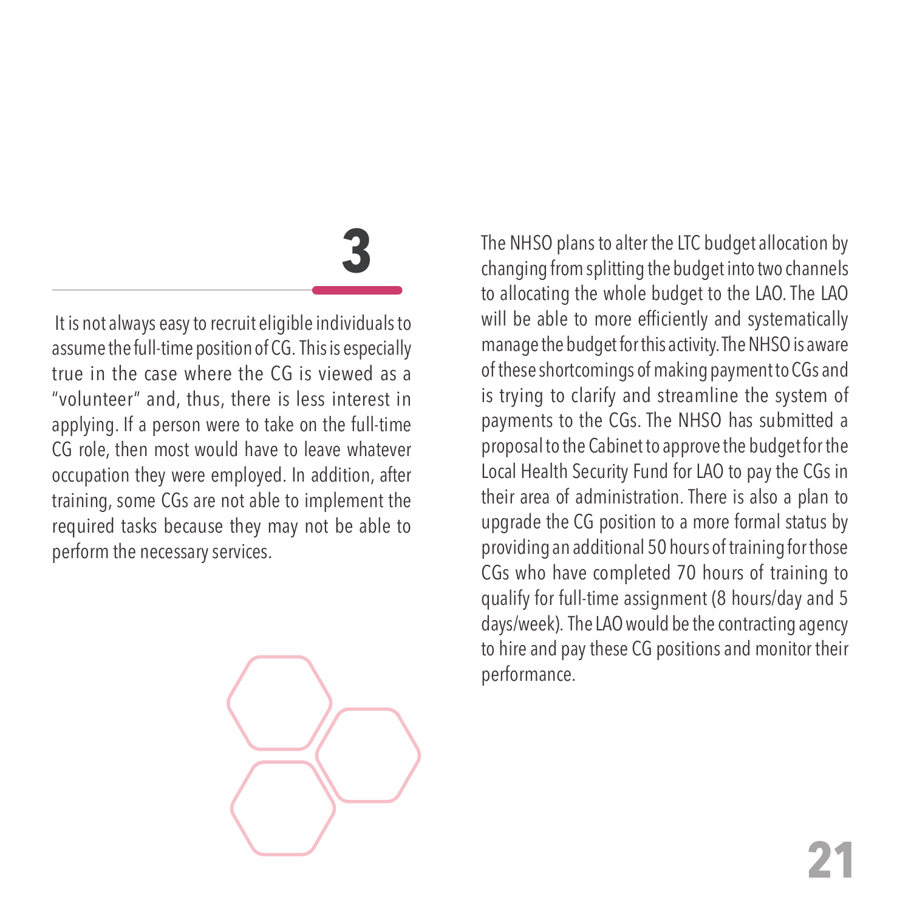## 3

It is not always easy to recruit eligible individuals to assume the full-time position of CG. This is especially true in the case where the CG is viewed as a "volunteer" and, thus, there is less interest in applying. If a person were to take on the full-time CG role, then most would have to leave whatever occupation they were employed. In addition, after training, some CGs are not able to implement the required tasks because they may not be able to perform the necessary services.

The NHSO plans to alter the LTC budget allocation by changing from splitting the budget into two channels to allocating the whole budget to the LAO. The LAO will be able to more efficiently and systematically manage the budget for this activity. The NHSO is aware of these shortcomings of making payment to CGs and is trying to clarify and streamline the system of payments to the CGs. The NHSO has submitted a proposal to the Cabinet to approve the budget for the Local Health Security Fund for LAO to pay the CGs in their area of administration. There is also a plan to upgrade the CG position to a more formal status by providing an additional 50 hours of training for those CGs who have completed 70 hours of training to qualify for full-time assignment (8 hours/day and 5 days/week). The LAO would be the contracting agency to hire and pay these CG positions and monitor their performance.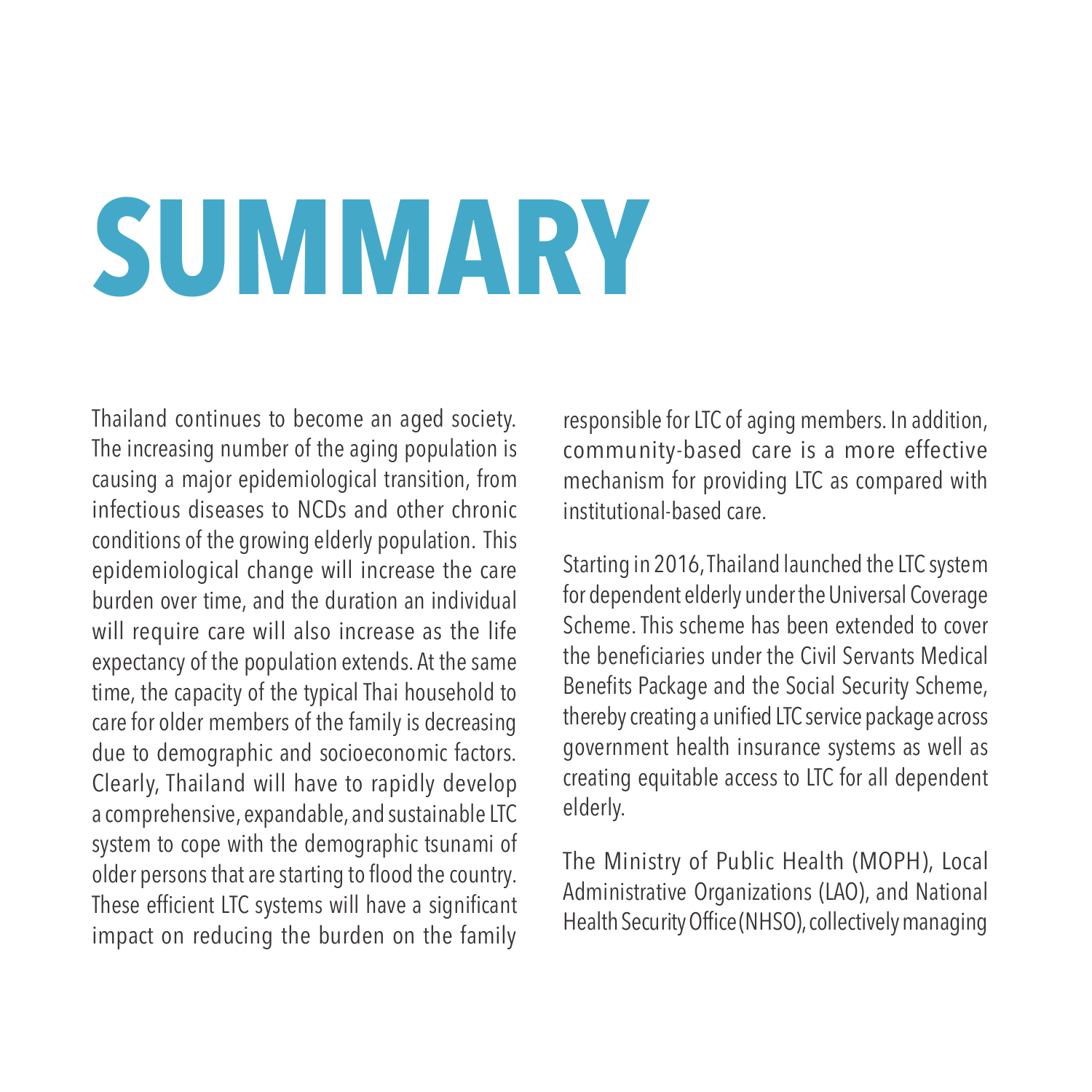# SUMMARY

Thailand continues to become an aged society. The increasing number of the aging population is causing a major epidemiological transition, from infectious diseases to NCDs and other chronic conditions of the growing elderly population. This epidemiological change will increase the care burden over time, and the duration an individual will require care will also increase as the life expectancy of the population extends. At the same time, the capacity of the typical Thai household to care for older members of the family is decreasing due to demographic and socioeconomic factors. Clearly, Thailand will have to rapidly develop a comprehensive, expandable, and sustainable LTC system to cope with the demographic tsunami of older persons that are starting to flood the country. These efficient LTC systems will have a significant impact on reducing the burden on the family responsible for LTC of aging members. In addition, community-based care is a more effective mechanism for providing LTC as compared with institutional-based care.

Starting in 2016, Thailand launched the LTC system for dependent elderly under the Universal Coverage Scheme. This scheme has been extended to cover the beneficiaries under the Civil Servants Medical Benefits Package and the Social Security Scheme, thereby creating a unified LTC service package across government health insurance systems as well as creating equitable access to LTC for all dependent elderly.

The Ministry of Public Health (MOPH), Local Administrative Organizations (LAO), and National Health Security Office (NHSO), collectively managing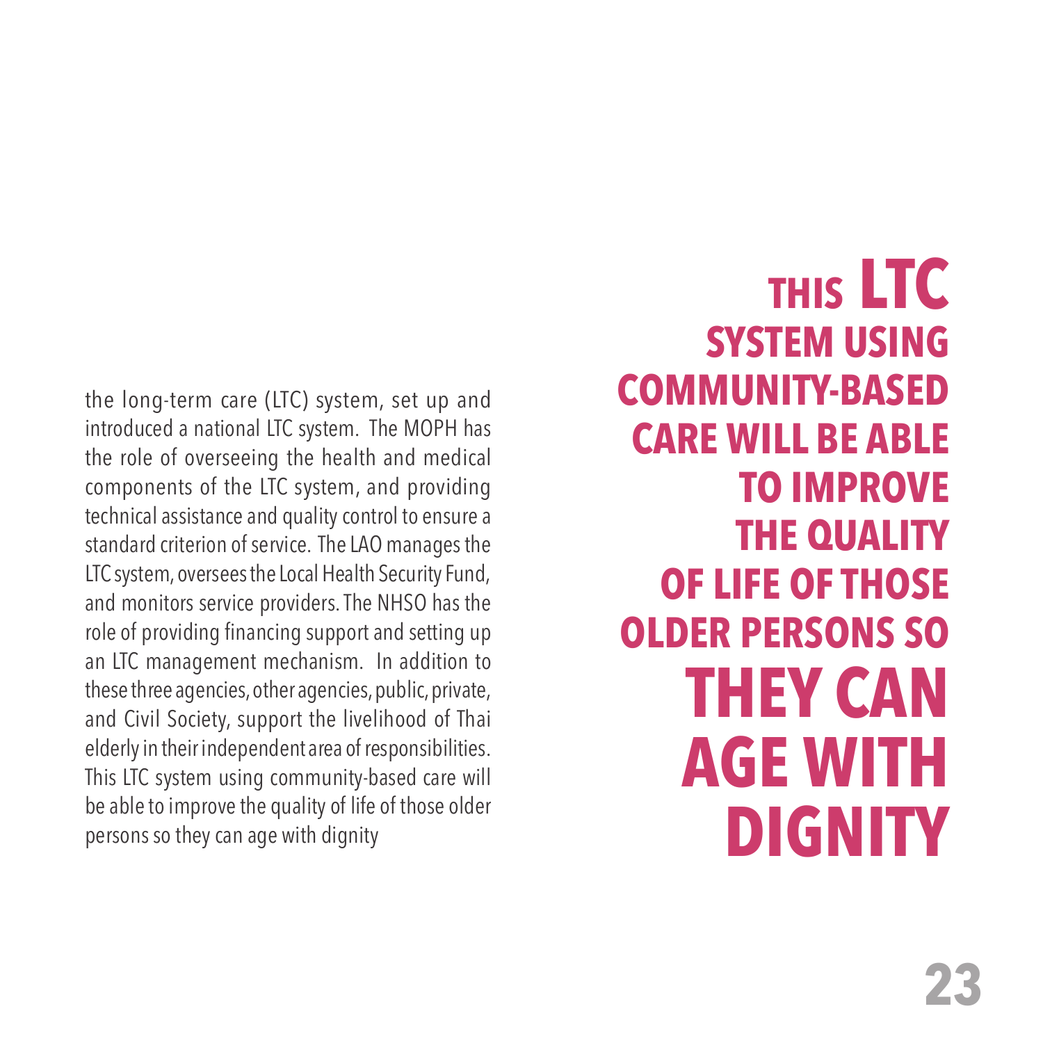the long-term care (LTC) system, set up and introduced a national LTC system. The MOPH has the role of overseeing the health and medical components of the LTC system, and providing technical assistance and quality control to ensure a standard criterion of service. The LAO manages the LTC system, oversees the Local Health Security Fund, and monitors service providers. The NHSO has the role of providing financing support and setting up an LTC management mechanism. In addition to these three agencies, other agencies, public, private, and Civil Society, support the livelihood of Thai elderly in their independent area of responsibilities. This LTC system using community-based care will be able to improve the quality of life of those older persons so they can age with dignity

**THIS LTC SYSTEM USING COMMUNITY-BASED CARE WILL BE ABLE TO IMPROVE THE QUALITY OF LIFE OF THOSE OLDER PERSONS SO THEY CAN AGE WITH DIGNITY**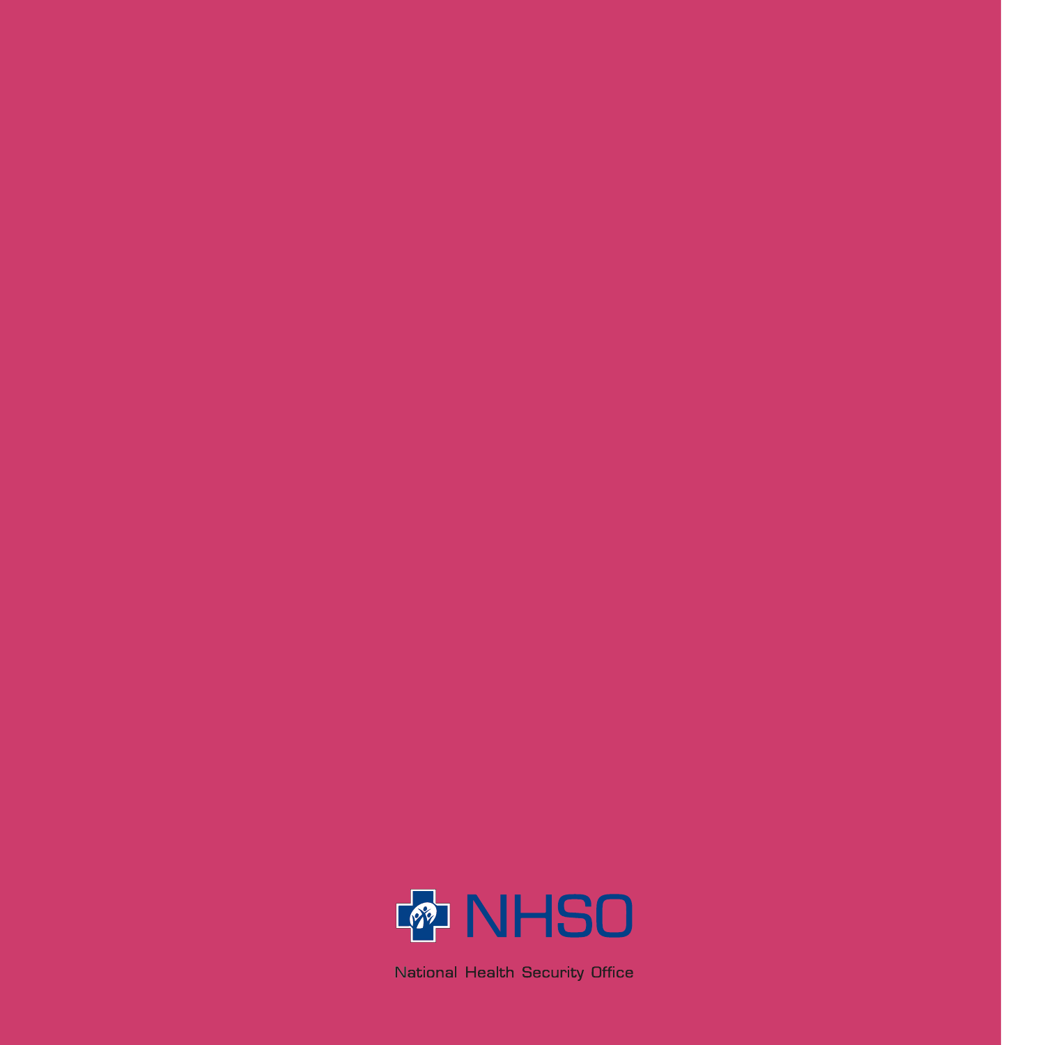NHSO

National Health Security Office